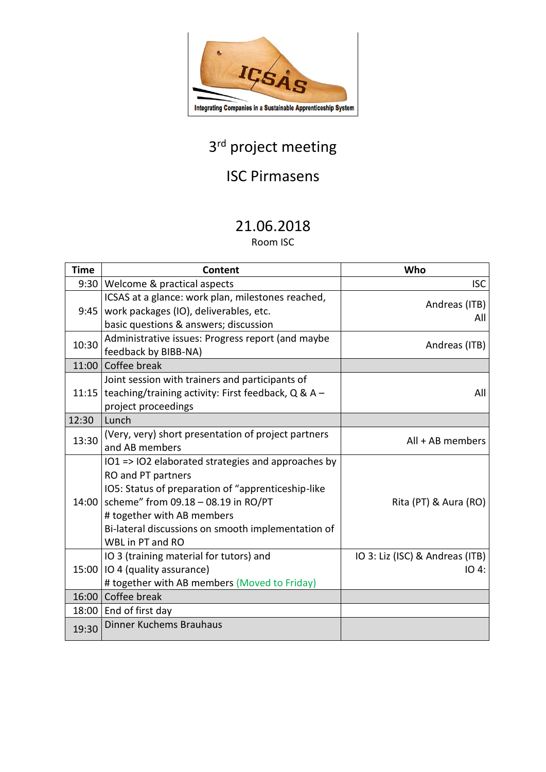Integrating Companies in a Sustainable Apprenticeship System

# 3rd project meeting

## ISC Pirmasens

## 21.06.2018

Room ISC

| Time | Content | Who |
|---|---|---|
| 9:30 | Welcome & practical aspects | ISC |
| 9:45 | ICSAS at a glance: work plan, milestones reached, work packages (IO), deliverables, etc.<br>basic questions & answers; discussion | Andreas (ITB)<br>All |
| 10:30 | Administrative issues: Progress report (and maybe feedback by BIBB-NA) | Andreas (ITB) |
| 11:00 | Coffee break | |
| 11:15 | Joint session with trainers and participants of teaching/training activity: First feedback, Q & A – project proceedings | All |
| 12:30 | Lunch | |
| 13:30 | (Very, very) short presentation of project partners and AB members | All + AB members |
| 14:00 | IO1 => IO2 elaborated strategies and approaches by RO and PT partners<br>IO5: Status of preparation of "apprenticeship-like scheme" from 09.18 – 08.19 in RO/PT<br># together with AB members<br>Bi-lateral discussions on smooth implementation of WBL in PT and RO | Rita (PT) & Aura (RO) |
| 15:00 | IO 3 (training material for tutors) and<br>IO 4 (quality assurance)<br># together with AB members (Moved to Friday) | IO 3: Liz (ISC) & Andreas (ITB)<br>IO 4: |
| 16:00 | Coffee break | |
| 18:00 | End of first day | |
| 19:30 | Dinner Kuchems Brauhaus | |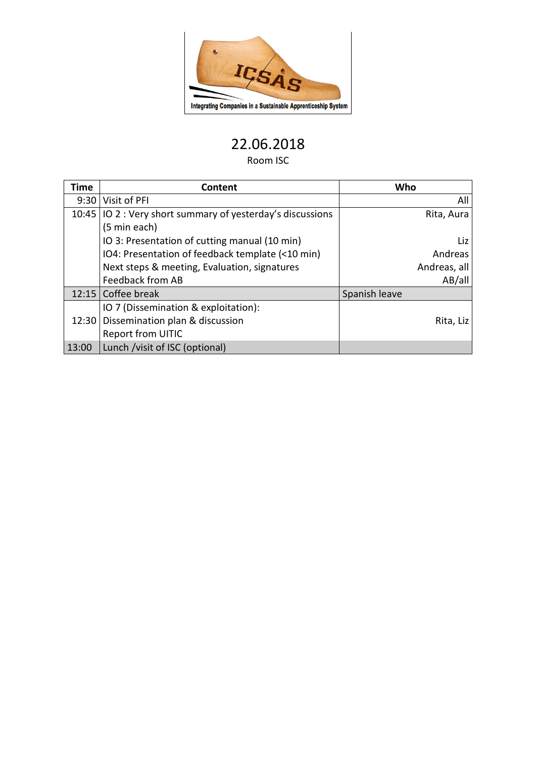Integrating Companies in a Sustainable Apprenticeship System

# 22.06.2018

Room ISC

| Time | Content | Who |
|---|---|---|
| 9:30 | Visit of PFI | All |
| 10:45 | IO 2 : Very short summary of yesterday's discussions (5 min each) | Rita, Aura |
| | IO 3: Presentation of cutting manual (10 min) | Liz |
| | IO4: Presentation of feedback template (<10 min) | Andreas |
| | Next steps & meeting, Evaluation, signatures | Andreas, all |
| | Feedback from AB | AB/all |
| 12:15 | Coffee break | Spanish leave |
| 12:30 | IO 7 (Dissemination & exploitation): Dissemination plan & discussion Report from UITIC | Rita, Liz |
| 13:00 | Lunch /visit of ISC (optional) | |